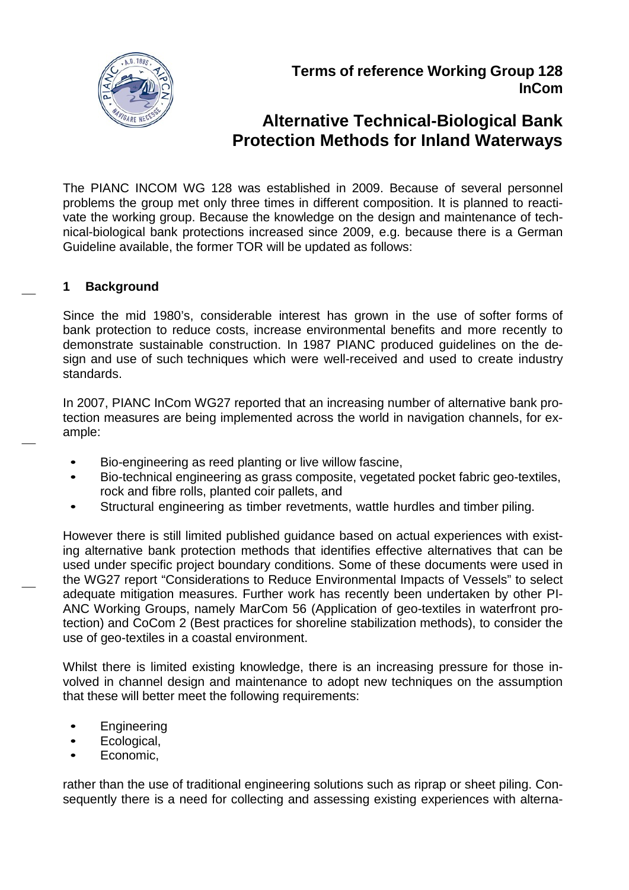**Terms of reference Working Group 128 InCom**

# Alternative Technical-Biological Bank Protection Methods for Inland Waterways

The PIANC INCOM WG 128 was established in 2009. Because of several personnel problems the group met only three times in different composition. It is planned to reactivate the working group. Because the knowledge on the design and maintenance of technical-biological bank protections increased since 2009, e.g. because there is a German Guideline available, the former TOR will be updated as follows:

## 1 Background

Since the mid 1980's, considerable interest has grown in the use of softer forms of bank protection to reduce costs, increase environmental benefits and more recently to demonstrate sustainable construction. In 1987 PIANC produced guidelines on the design and use of such techniques which were well-received and used to create industry standards.

In 2007, PIANC InCom WG27 reported that an increasing number of alternative bank protection measures are being implemented across the world in navigation channels, for example:

- Bio-engineering as reed planting or live willow fascine,
- Bio-technical engineering as grass composite, vegetated pocket fabric geo-textiles, rock and fibre rolls, planted coir pallets, and
- Structural engineering as timber revetments, wattle hurdles and timber piling.

However there is still limited published guidance based on actual experiences with existing alternative bank protection methods that identifies effective alternatives that can be used under specific project boundary conditions. Some of these documents were used in the WG27 report "Considerations to Reduce Environmental Impacts of Vessels" to select adequate mitigation measures. Further work has recently been undertaken by other PIANC Working Groups, namely MarCom 56 (Application of geo-textiles in waterfront protection) and CoCom 2 (Best practices for shoreline stabilization methods), to consider the use of geo-textiles in a coastal environment.

Whilst there is limited existing knowledge, there is an increasing pressure for those involved in channel design and maintenance to adopt new techniques on the assumption that these will better meet the following requirements:

- Engineering
- Ecological,
- Economic,

rather than the use of traditional engineering solutions such as riprap or sheet piling. Consequently there is a need for collecting and assessing existing experiences with alterna-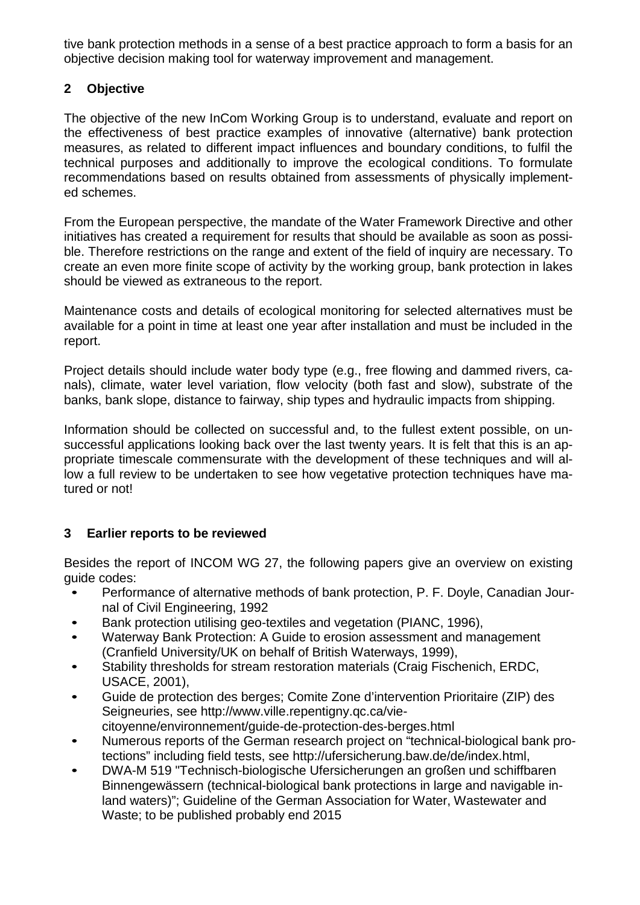tive bank protection methods in a sense of a best practice approach to form a basis for an objective decision making tool for waterway improvement and management.

## 2 Objective

The objective of the new InCom Working Group is to understand, evaluate and report on the effectiveness of best practice examples of innovative (alternative) bank protection measures, as related to different impact influences and boundary conditions, to fulfil the technical purposes and additionally to improve the ecological conditions. To formulate recommendations based on results obtained from assessments of physically implemented schemes.

From the European perspective, the mandate of the Water Framework Directive and other initiatives has created a requirement for results that should be available as soon as possible. Therefore restrictions on the range and extent of the field of inquiry are necessary. To create an even more finite scope of activity by the working group, bank protection in lakes should be viewed as extraneous to the report.

Maintenance costs and details of ecological monitoring for selected alternatives must be available for a point in time at least one year after installation and must be included in the report.

Project details should include water body type (e.g., free flowing and dammed rivers, canals), climate, water level variation, flow velocity (both fast and slow), substrate of the banks, bank slope, distance to fairway, ship types and hydraulic impacts from shipping.

Information should be collected on successful and, to the fullest extent possible, on unsuccessful applications looking back over the last twenty years. It is felt that this is an appropriate timescale commensurate with the development of these techniques and will allow a full review to be undertaken to see how vegetative protection techniques have matured or not!

## 3 Earlier reports to be reviewed

Besides the report of INCOM WG 27, the following papers give an overview on existing guide codes:

- Performance of alternative methods of bank protection, P. F. Doyle, Canadian Journal of Civil Engineering, 1992
- Bank protection utilising geo-textiles and vegetation (PIANC, 1996),
- Waterway Bank Protection: A Guide to erosion assessment and management (Cranfield University/UK on behalf of British Waterways, 1999),
- Stability thresholds for stream restoration materials (Craig Fischenich, ERDC, USACE, 2001),
- Guide de protection des berges; Comite Zone d'intervention Prioritaire (ZIP) des Seigneuries, see http://www.ville.repentigny.qc.ca/vie-citoyenne/environnement/guide-de-protection-des-berges.html
- Numerous reports of the German research project on "technical-biological bank protections" including field tests, see http://ufersicherung.baw.de/de/index.html,
- DWA-M 519 "Technisch-biologische Ufersicherungen an großen und schiffbaren Binnengewässern (technical-biological bank protections in large and navigable inland waters)"; Guideline of the German Association for Water, Wastewater and Waste; to be published probably end 2015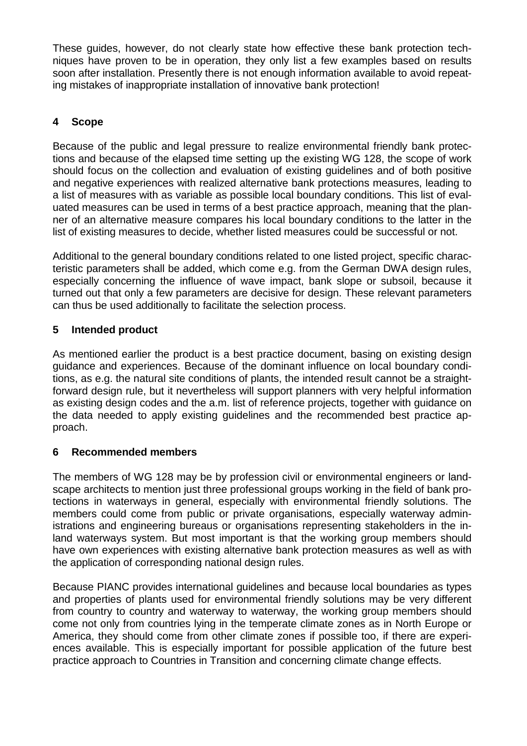These guides, however, do not clearly state how effective these bank protection techniques have proven to be in operation, they only list a few examples based on results soon after installation. Presently there is not enough information available to avoid repeating mistakes of inappropriate installation of innovative bank protection!

## 4 Scope

Because of the public and legal pressure to realize environmental friendly bank protections and because of the elapsed time setting up the existing WG 128, the scope of work should focus on the collection and evaluation of existing guidelines and of both positive and negative experiences with realized alternative bank protections measures, leading to a list of measures with as variable as possible local boundary conditions. This list of evaluated measures can be used in terms of a best practice approach, meaning that the planner of an alternative measure compares his local boundary conditions to the latter in the list of existing measures to decide, whether listed measures could be successful or not.

Additional to the general boundary conditions related to one listed project, specific characteristic parameters shall be added, which come e.g. from the German DWA design rules, especially concerning the influence of wave impact, bank slope or subsoil, because it turned out that only a few parameters are decisive for design. These relevant parameters can thus be used additionally to facilitate the selection process.

## 5 Intended product

As mentioned earlier the product is a best practice document, basing on existing design guidance and experiences. Because of the dominant influence on local boundary conditions, as e.g. the natural site conditions of plants, the intended result cannot be a straightforward design rule, but it nevertheless will support planners with very helpful information as existing design codes and the a.m. list of reference projects, together with guidance on the data needed to apply existing guidelines and the recommended best practice approach.

## 6 Recommended members

The members of WG 128 may be by profession civil or environmental engineers or landscape architects to mention just three professional groups working in the field of bank protections in waterways in general, especially with environmental friendly solutions. The members could come from public or private organisations, especially waterway administrations and engineering bureaus or organisations representing stakeholders in the inland waterways system. But most important is that the working group members should have own experiences with existing alternative bank protection measures as well as with the application of corresponding national design rules.

Because PIANC provides international guidelines and because local boundaries as types and properties of plants used for environmental friendly solutions may be very different from country to country and waterway to waterway, the working group members should come not only from countries lying in the temperate climate zones as in North Europe or America, they should come from other climate zones if possible too, if there are experiences available. This is especially important for possible application of the future best practice approach to Countries in Transition and concerning climate change effects.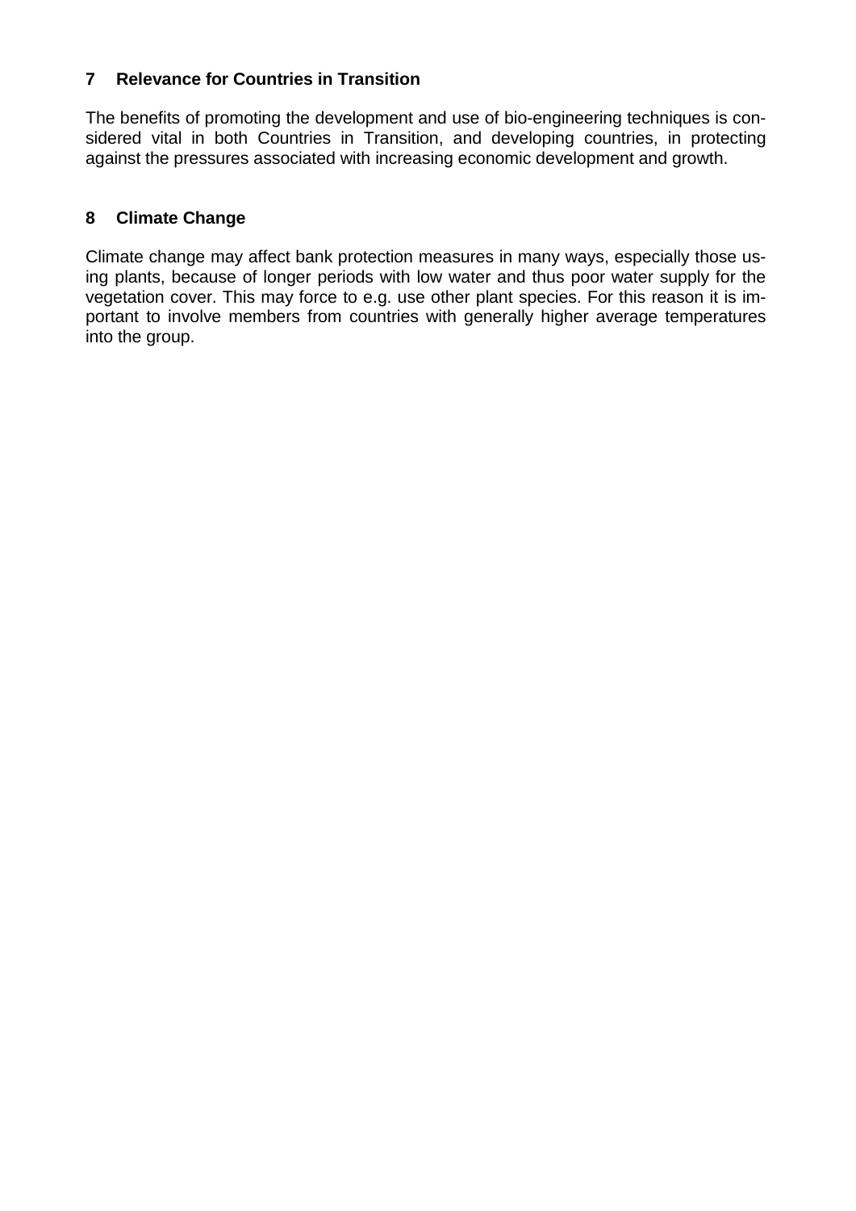## 7 Relevance for Countries in Transition

The benefits of promoting the development and use of bio-engineering techniques is considered vital in both Countries in Transition, and developing countries, in protecting against the pressures associated with increasing economic development and growth.

## 8 Climate Change

Climate change may affect bank protection measures in many ways, especially those using plants, because of longer periods with low water and thus poor water supply for the vegetation cover. This may force to e.g. use other plant species. For this reason it is important to involve members from countries with generally higher average temperatures into the group.